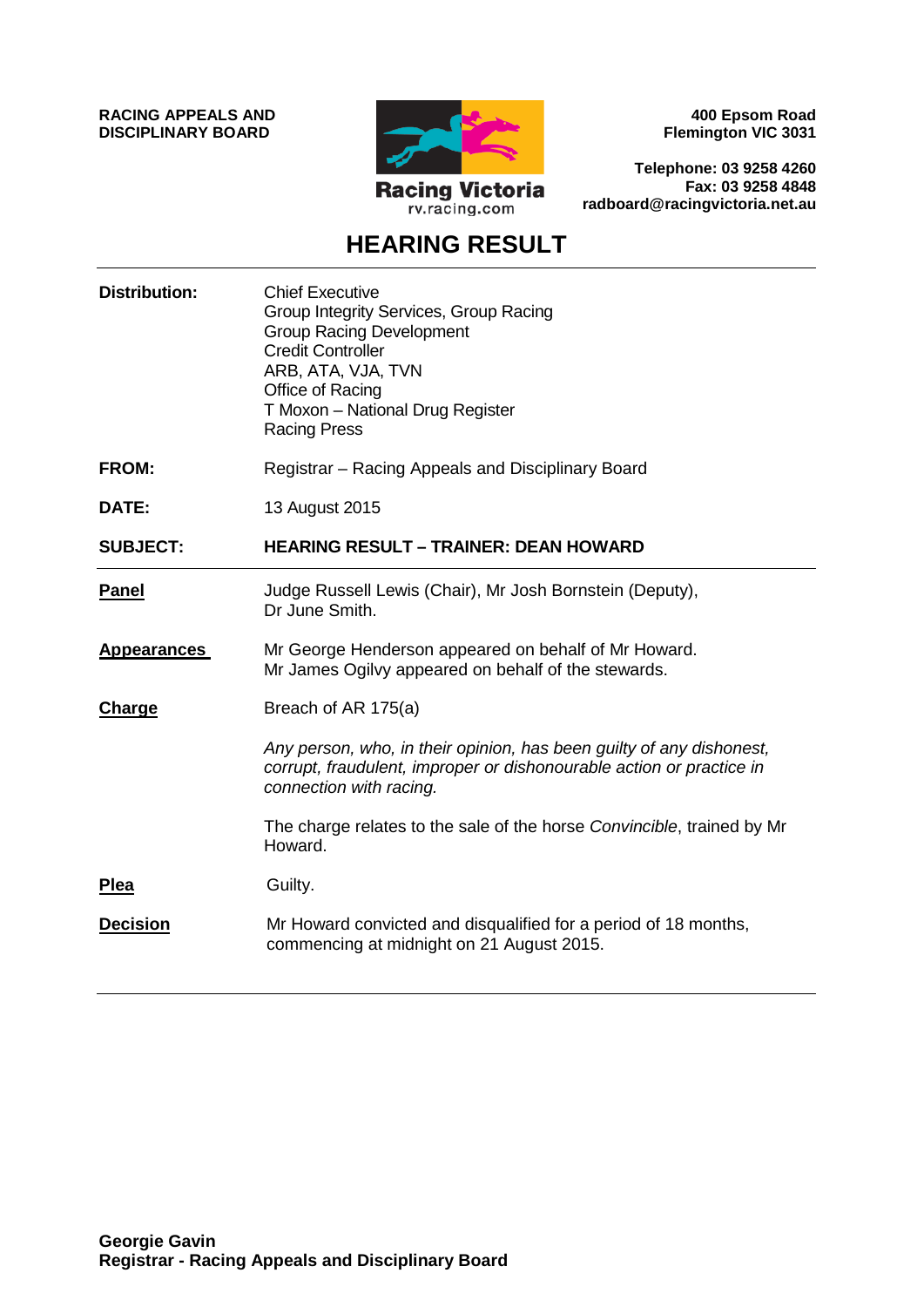**RACING APPEALS AND DISCIPLINARY BOARD**

Racing Victoria
rv.racing.com

**400 Epsom Road**
**Flemington VIC 3031**

**Telephone: 03 9258 4260**
**Fax: 03 9258 4848**
**radboard@racingvictoria.net.au**

# HEARING RESULT

| | |
|---|---|
| **Distribution:** | Chief Executive<br>Group Integrity Services, Group Racing<br>Group Racing Development<br>Credit Controller<br>ARB, ATA, VJA, TVN<br>Office of Racing<br>T Moxon – National Drug Register<br>Racing Press |
| **FROM:** | Registrar – Racing Appeals and Disciplinary Board |
| **DATE:** | 13 August 2015 |
| **SUBJECT:** | **HEARING RESULT – TRAINER: DEAN HOWARD** |

| | |
|---|---|
| **Panel** | Judge Russell Lewis (Chair), Mr Josh Bornstein (Deputy), Dr June Smith. |
| **Appearances** | Mr George Henderson appeared on behalf of Mr Howard.<br>Mr James Ogilvy appeared on behalf of the stewards. |
| **Charge** | Breach of AR 175(a)<br><br>*Any person, who, in their opinion, has been guilty of any dishonest, corrupt, fraudulent, improper or dishonourable action or practice in connection with racing.*<br><br>The charge relates to the sale of the horse *Convincible*, trained by Mr Howard. |
| **Plea** | Guilty. |
| **Decision** | Mr Howard convicted and disqualified for a period of 18 months, commencing at midnight on 21 August 2015. |

**Georgie Gavin**
**Registrar - Racing Appeals and Disciplinary Board**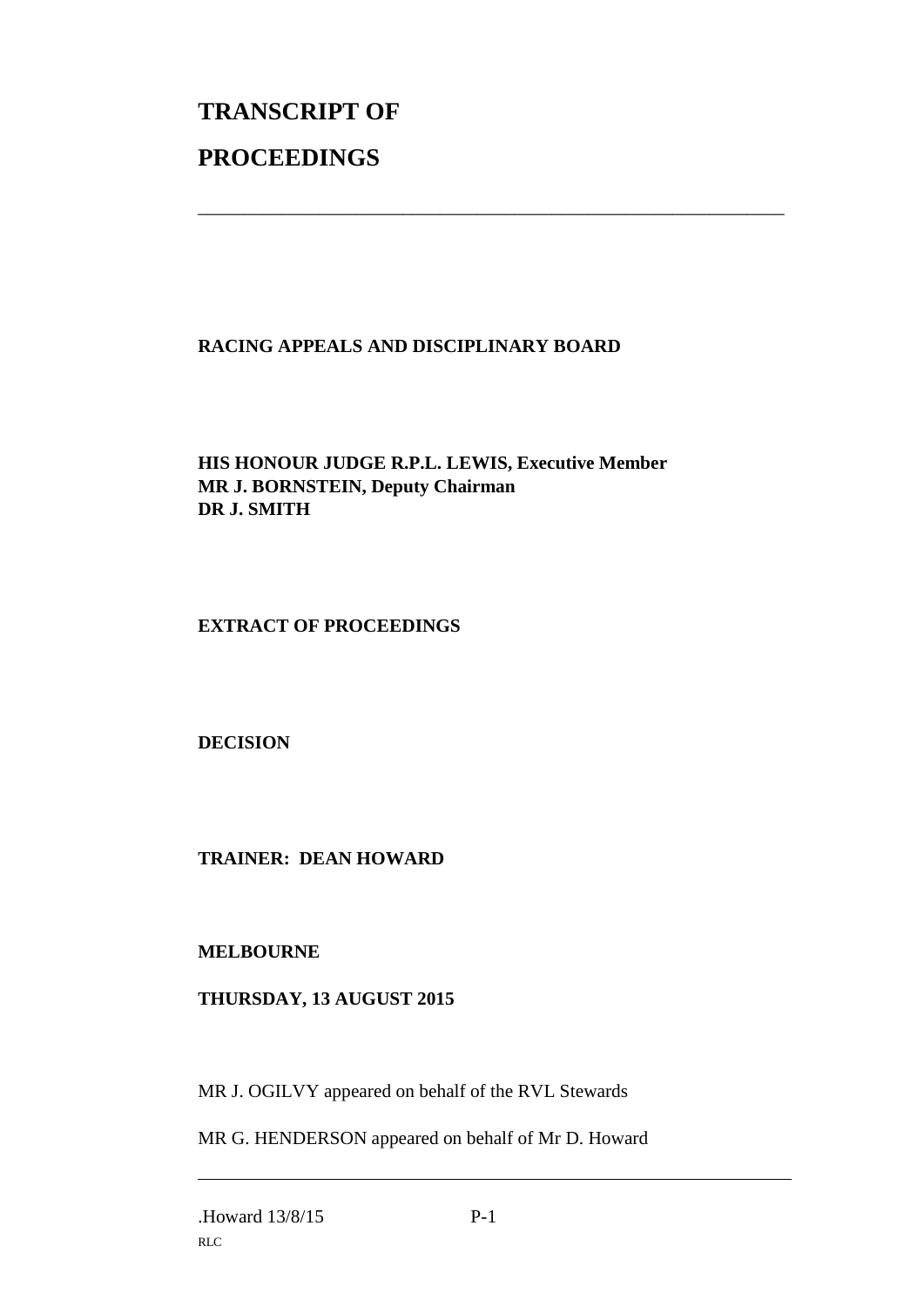# TRANSCRIPT OF PROCEEDINGS

---

**RACING APPEALS AND DISCIPLINARY BOARD**

**HIS HONOUR JUDGE R.P.L. LEWIS, Executive Member**
**MR J. BORNSTEIN, Deputy Chairman**
**DR J. SMITH**

**EXTRACT OF PROCEEDINGS**

**DECISION**

**TRAINER: DEAN HOWARD**

**MELBOURNE**

**THURSDAY, 13 AUGUST 2015**

MR J. OGILVY appeared on behalf of the RVL Stewards

MR G. HENDERSON appeared on behalf of Mr D. Howard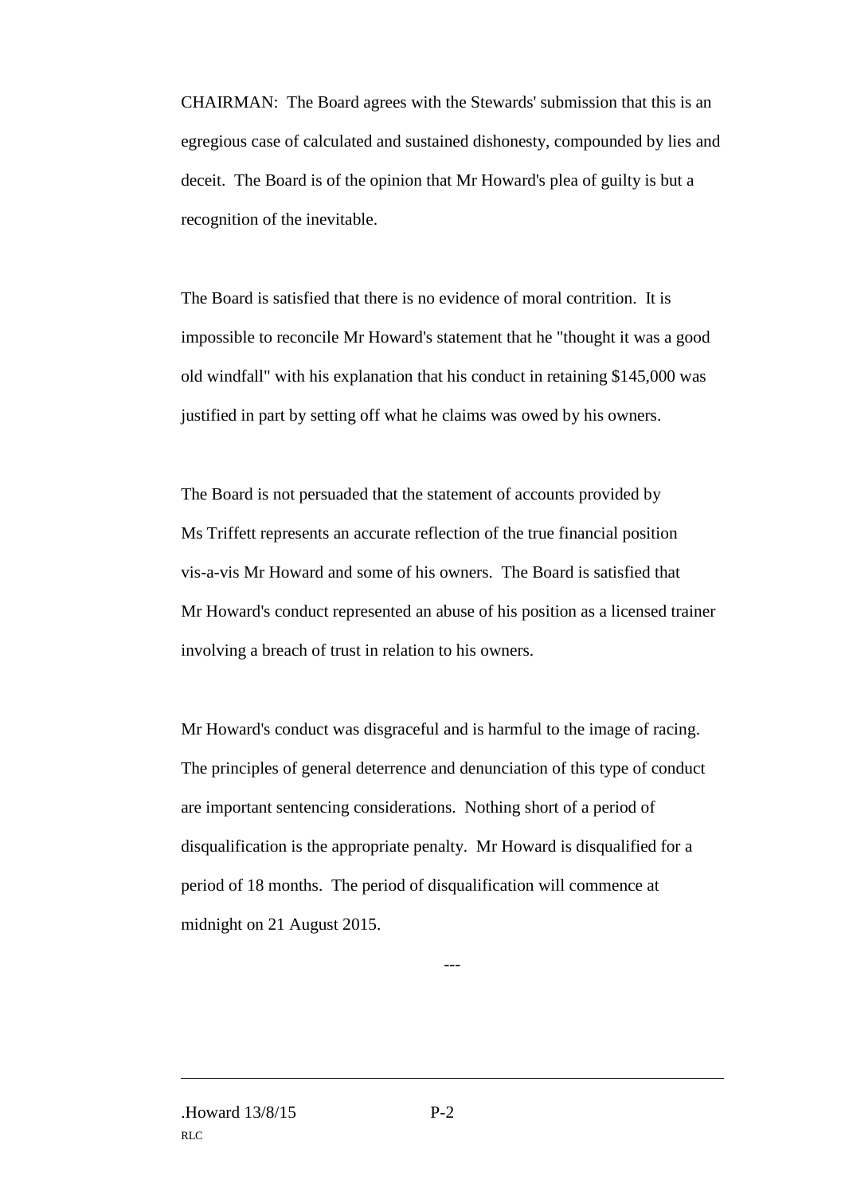CHAIRMAN: The Board agrees with the Stewards' submission that this is an egregious case of calculated and sustained dishonesty, compounded by lies and deceit. The Board is of the opinion that Mr Howard's plea of guilty is but a recognition of the inevitable.

The Board is satisfied that there is no evidence of moral contrition. It is impossible to reconcile Mr Howard's statement that he "thought it was a good old windfall" with his explanation that his conduct in retaining $145,000 was justified in part by setting off what he claims was owed by his owners.

The Board is not persuaded that the statement of accounts provided by Ms Triffett represents an accurate reflection of the true financial position vis-a-vis Mr Howard and some of his owners. The Board is satisfied that Mr Howard's conduct represented an abuse of his position as a licensed trainer involving a breach of trust in relation to his owners.

Mr Howard's conduct was disgraceful and is harmful to the image of racing. The principles of general deterrence and denunciation of this type of conduct are important sentencing considerations. Nothing short of a period of disqualification is the appropriate penalty. Mr Howard is disqualified for a period of 18 months. The period of disqualification will commence at midnight on 21 August 2015.

---